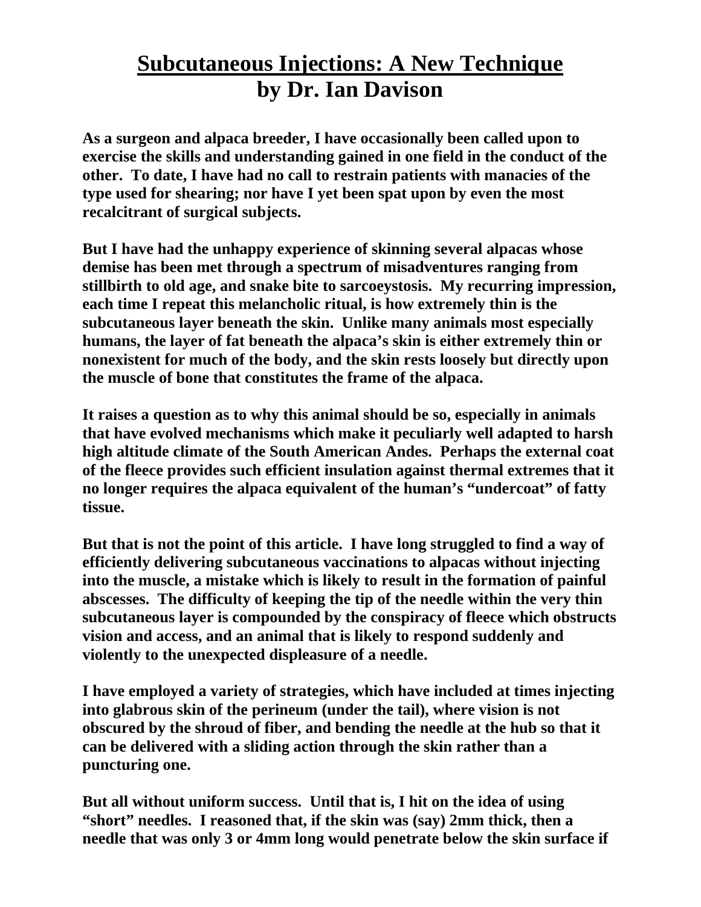# Subcutaneous Injections: A New Technique
## by Dr. Ian Davison

**As a surgeon and alpaca breeder, I have occasionally been called upon to exercise the skills and understanding gained in one field in the conduct of the other. To date, I have had no call to restrain patients with manacles of the type used for shearing; nor have I yet been spat upon by even the most recalcitrant of surgical subjects.**

**But I have had the unhappy experience of skinning several alpacas whose demise has been met through a spectrum of misadventures ranging from stillbirth to old age, and snake bite to sarcoeystosis. My recurring impression, each time I repeat this melancholic ritual, is how extremely thin is the subcutaneous layer beneath the skin. Unlike many animals most especially humans, the layer of fat beneath the alpaca's skin is either extremely thin or nonexistent for much of the body, and the skin rests loosely but directly upon the muscle of bone that constitutes the frame of the alpaca.**

**It raises a question as to why this animal should be so, especially in animals that have evolved mechanisms which make it peculiarly well adapted to harsh high altitude climate of the South American Andes. Perhaps the external coat of the fleece provides such efficient insulation against thermal extremes that it no longer requires the alpaca equivalent of the human's "undercoat" of fatty tissue.**

**But that is not the point of this article. I have long struggled to find a way of efficiently delivering subcutaneous vaccinations to alpacas without injecting into the muscle, a mistake which is likely to result in the formation of painful abscesses. The difficulty of keeping the tip of the needle within the very thin subcutaneous layer is compounded by the conspiracy of fleece which obstructs vision and access, and an animal that is likely to respond suddenly and violently to the unexpected displeasure of a needle.**

**I have employed a variety of strategies, which have included at times injecting into glabrous skin of the perineum (under the tail), where vision is not obscured by the shroud of fiber, and bending the needle at the hub so that it can be delivered with a sliding action through the skin rather than a puncturing one.**

**But all without uniform success. Until that is, I hit on the idea of using "short" needles. I reasoned that, if the skin was (say) 2mm thick, then a needle that was only 3 or 4mm long would penetrate below the skin surface if**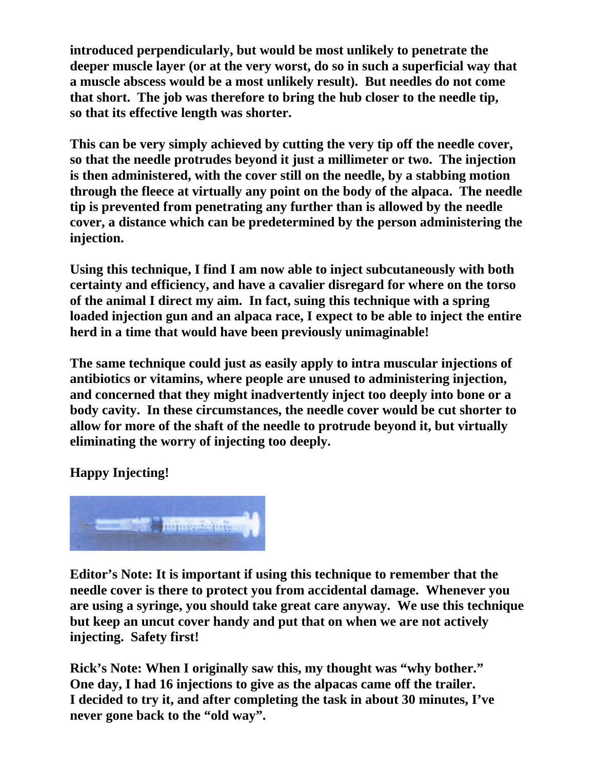**introduced perpendicularly, but would be most unlikely to penetrate the deeper muscle layer (or at the very worst, do so in such a superficial way that a muscle abscess would be a most unlikely result). But needles do not come that short. The job was therefore to bring the hub closer to the needle tip, so that its effective length was shorter.**

**This can be very simply achieved by cutting the very tip off the needle cover, so that the needle protrudes beyond it just a millimeter or two. The injection is then administered, with the cover still on the needle, by a stabbing motion through the fleece at virtually any point on the body of the alpaca. The needle tip is prevented from penetrating any further than is allowed by the needle cover, a distance which can be predetermined by the person administering the injection.**

**Using this technique, I find I am now able to inject subcutaneously with both certainty and efficiency, and have a cavalier disregard for where on the torso of the animal I direct my aim. In fact, suing this technique with a spring loaded injection gun and an alpaca race, I expect to be able to inject the entire herd in a time that would have been previously unimaginable!**

**The same technique could just as easily apply to intra muscular injections of antibiotics or vitamins, where people are unused to administering injection, and concerned that they might inadvertently inject too deeply into bone or a body cavity. In these circumstances, the needle cover would be cut shorter to allow for more of the shaft of the needle to protrude beyond it, but virtually eliminating the worry of injecting too deeply.**

**Happy Injecting!**

**Editor's Note: It is important if using this technique to remember that the needle cover is there to protect you from accidental damage. Whenever you are using a syringe, you should take great care anyway. We use this technique but keep an uncut cover handy and put that on when we are not actively injecting. Safety first!**

**Rick's Note: When I originally saw this, my thought was "why bother." One day, I had 16 injections to give as the alpacas came off the trailer. I decided to try it, and after completing the task in about 30 minutes, I've never gone back to the "old way".**